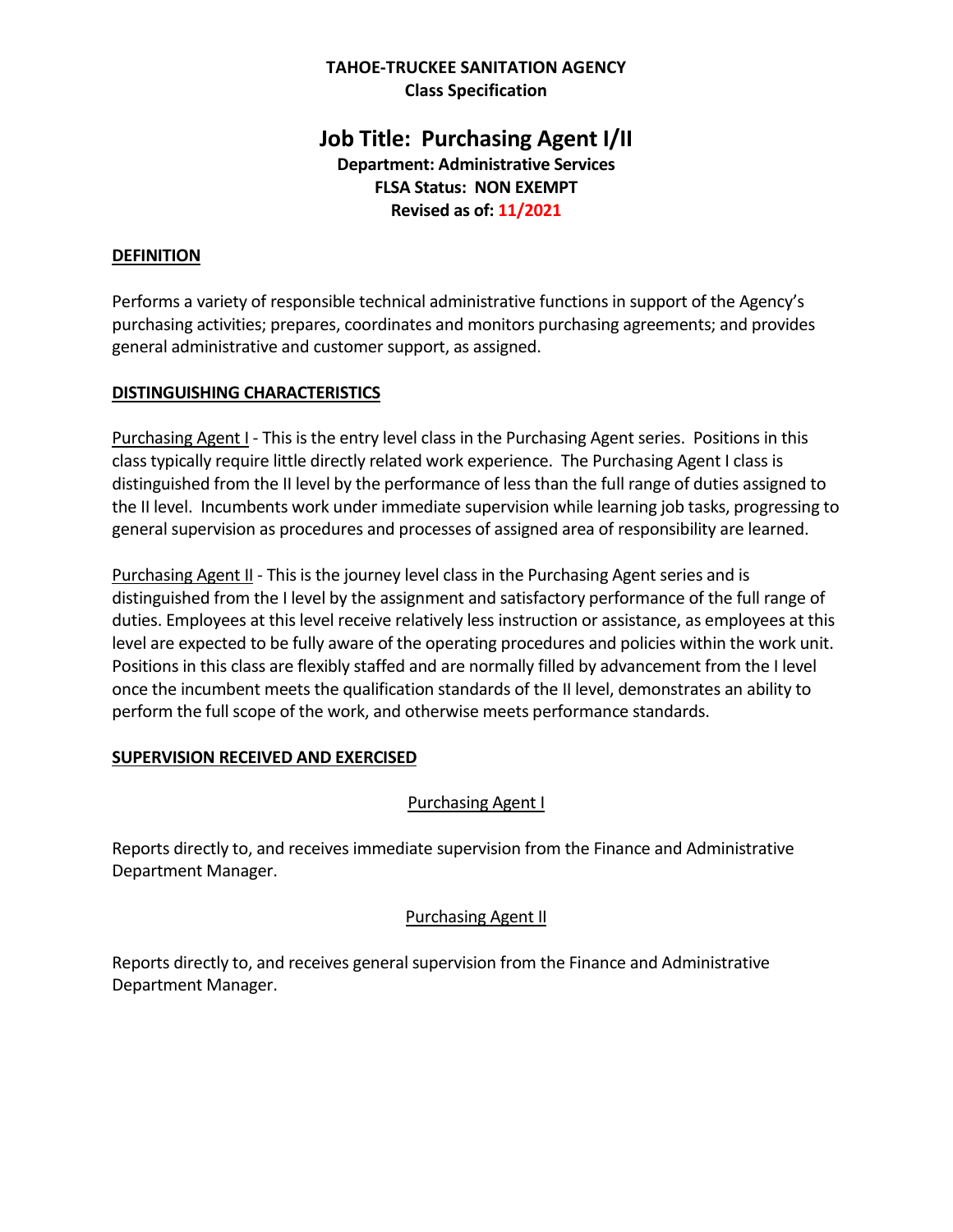**TAHOE-TRUCKEE SANITATION AGENCY**
**Class Specification**

# Job Title: Purchasing Agent I/II

**Department: Administrative Services**
**FLSA Status: NON EXEMPT**
**Revised as of: 11/2021**

## DEFINITION

Performs a variety of responsible technical administrative functions in support of the Agency's purchasing activities; prepares, coordinates and monitors purchasing agreements; and provides general administrative and customer support, as assigned.

## DISTINGUISHING CHARACTERISTICS

Purchasing Agent I - This is the entry level class in the Purchasing Agent series. Positions in this class typically require little directly related work experience. The Purchasing Agent I class is distinguished from the II level by the performance of less than the full range of duties assigned to the II level. Incumbents work under immediate supervision while learning job tasks, progressing to general supervision as procedures and processes of assigned area of responsibility are learned.

Purchasing Agent II - This is the journey level class in the Purchasing Agent series and is distinguished from the I level by the assignment and satisfactory performance of the full range of duties. Employees at this level receive relatively less instruction or assistance, as employees at this level are expected to be fully aware of the operating procedures and policies within the work unit. Positions in this class are flexibly staffed and are normally filled by advancement from the I level once the incumbent meets the qualification standards of the II level, demonstrates an ability to perform the full scope of the work, and otherwise meets performance standards.

## SUPERVISION RECEIVED AND EXERCISED

### Purchasing Agent I

Reports directly to, and receives immediate supervision from the Finance and Administrative Department Manager.

### Purchasing Agent II

Reports directly to, and receives general supervision from the Finance and Administrative Department Manager.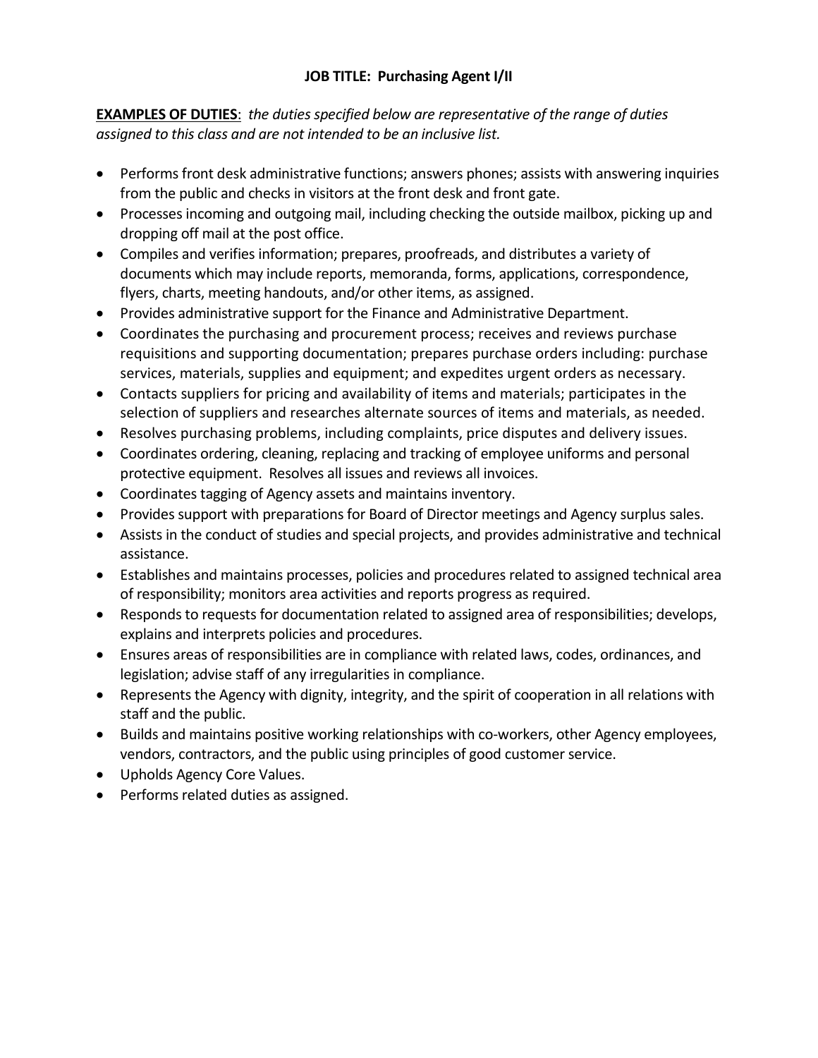**JOB TITLE: Purchasing Agent I/II**

**<u>EXAMPLES OF DUTIES</u>**: *the duties specified below are representative of the range of duties assigned to this class and are not intended to be an inclusive list.*

- Performs front desk administrative functions; answers phones; assists with answering inquiries from the public and checks in visitors at the front desk and front gate.
- Processes incoming and outgoing mail, including checking the outside mailbox, picking up and dropping off mail at the post office.
- Compiles and verifies information; prepares, proofreads, and distributes a variety of documents which may include reports, memoranda, forms, applications, correspondence, flyers, charts, meeting handouts, and/or other items, as assigned.
- Provides administrative support for the Finance and Administrative Department.
- Coordinates the purchasing and procurement process; receives and reviews purchase requisitions and supporting documentation; prepares purchase orders including: purchase services, materials, supplies and equipment; and expedites urgent orders as necessary.
- Contacts suppliers for pricing and availability of items and materials; participates in the selection of suppliers and researches alternate sources of items and materials, as needed.
- Resolves purchasing problems, including complaints, price disputes and delivery issues.
- Coordinates ordering, cleaning, replacing and tracking of employee uniforms and personal protective equipment. Resolves all issues and reviews all invoices.
- Coordinates tagging of Agency assets and maintains inventory.
- Provides support with preparations for Board of Director meetings and Agency surplus sales.
- Assists in the conduct of studies and special projects, and provides administrative and technical assistance.
- Establishes and maintains processes, policies and procedures related to assigned technical area of responsibility; monitors area activities and reports progress as required.
- Responds to requests for documentation related to assigned area of responsibilities; develops, explains and interprets policies and procedures.
- Ensures areas of responsibilities are in compliance with related laws, codes, ordinances, and legislation; advise staff of any irregularities in compliance.
- Represents the Agency with dignity, integrity, and the spirit of cooperation in all relations with staff and the public.
- Builds and maintains positive working relationships with co-workers, other Agency employees, vendors, contractors, and the public using principles of good customer service.
- Upholds Agency Core Values.
- Performs related duties as assigned.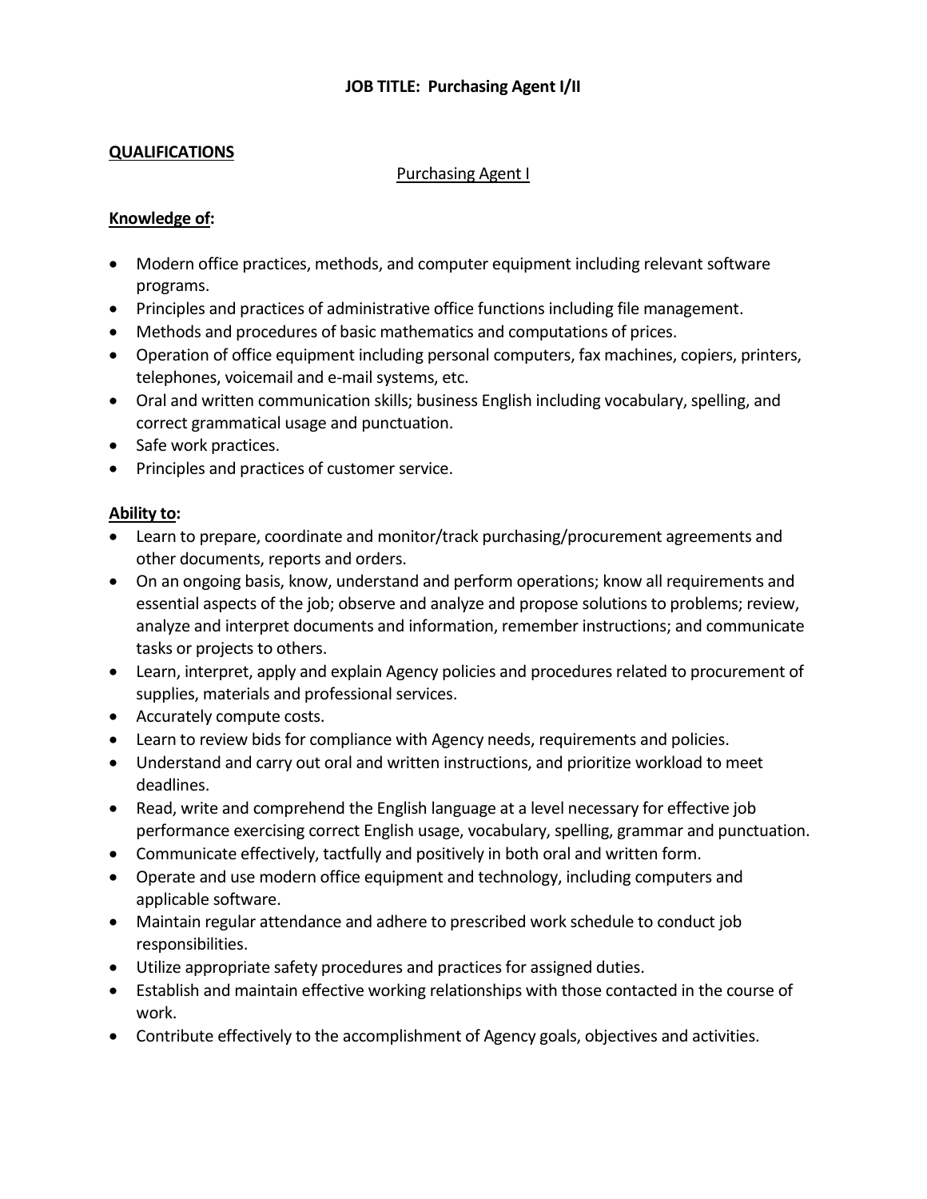# JOB TITLE: Purchasing Agent I/II

## QUALIFICATIONS

### Purchasing Agent I

**Knowledge of:**

- Modern office practices, methods, and computer equipment including relevant software programs.
- Principles and practices of administrative office functions including file management.
- Methods and procedures of basic mathematics and computations of prices.
- Operation of office equipment including personal computers, fax machines, copiers, printers, telephones, voicemail and e-mail systems, etc.
- Oral and written communication skills; business English including vocabulary, spelling, and correct grammatical usage and punctuation.
- Safe work practices.
- Principles and practices of customer service.

**Ability to:**

- Learn to prepare, coordinate and monitor/track purchasing/procurement agreements and other documents, reports and orders.
- On an ongoing basis, know, understand and perform operations; know all requirements and essential aspects of the job; observe and analyze and propose solutions to problems; review, analyze and interpret documents and information, remember instructions; and communicate tasks or projects to others.
- Learn, interpret, apply and explain Agency policies and procedures related to procurement of supplies, materials and professional services.
- Accurately compute costs.
- Learn to review bids for compliance with Agency needs, requirements and policies.
- Understand and carry out oral and written instructions, and prioritize workload to meet deadlines.
- Read, write and comprehend the English language at a level necessary for effective job performance exercising correct English usage, vocabulary, spelling, grammar and punctuation.
- Communicate effectively, tactfully and positively in both oral and written form.
- Operate and use modern office equipment and technology, including computers and applicable software.
- Maintain regular attendance and adhere to prescribed work schedule to conduct job responsibilities.
- Utilize appropriate safety procedures and practices for assigned duties.
- Establish and maintain effective working relationships with those contacted in the course of work.
- Contribute effectively to the accomplishment of Agency goals, objectives and activities.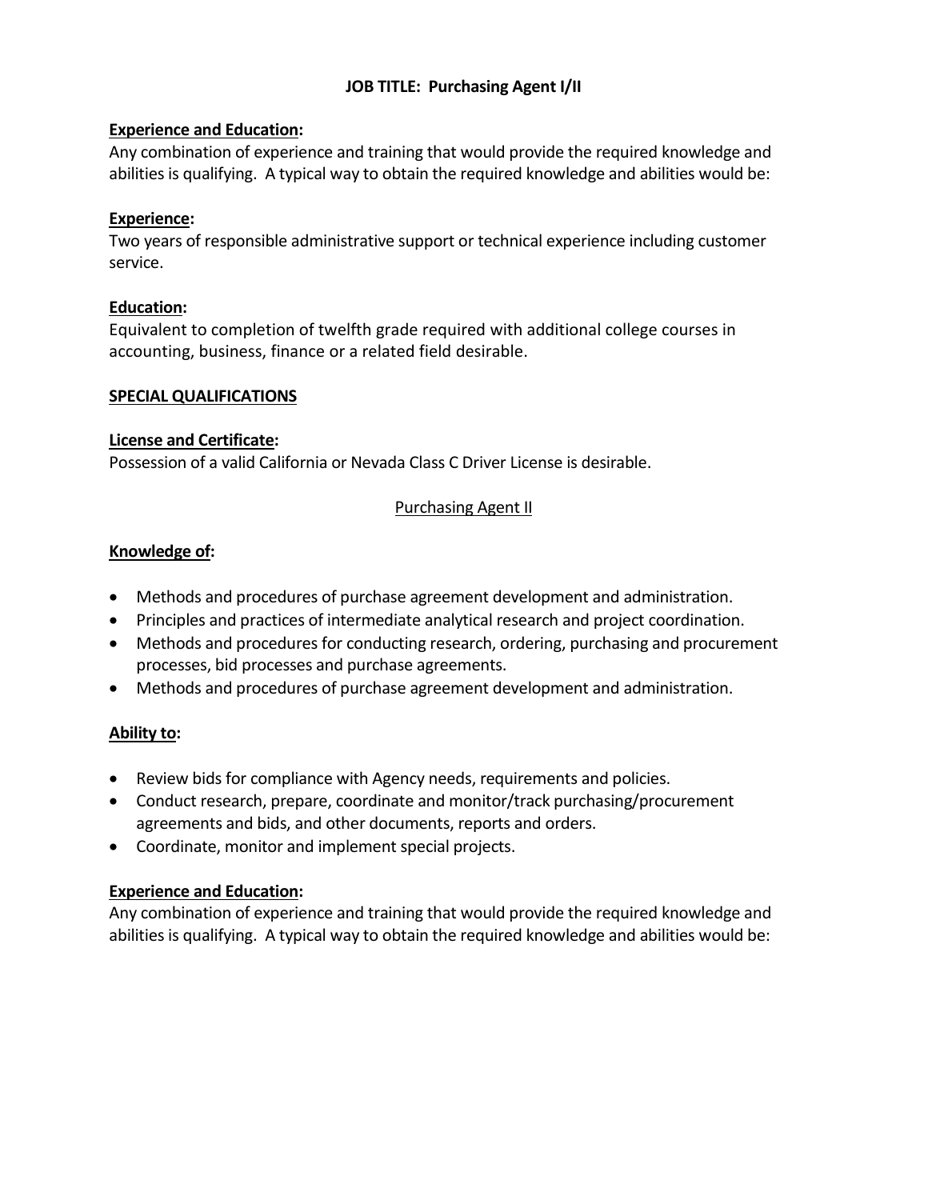**JOB TITLE: Purchasing Agent I/II**

**Experience and Education:**
Any combination of experience and training that would provide the required knowledge and abilities is qualifying. A typical way to obtain the required knowledge and abilities would be:

**Experience:**
Two years of responsible administrative support or technical experience including customer service.

**Education:**
Equivalent to completion of twelfth grade required with additional college courses in accounting, business, finance or a related field desirable.

**SPECIAL QUALIFICATIONS**

**License and Certificate:**
Possession of a valid California or Nevada Class C Driver License is desirable.

Purchasing Agent II

**Knowledge of:**

- Methods and procedures of purchase agreement development and administration.
- Principles and practices of intermediate analytical research and project coordination.
- Methods and procedures for conducting research, ordering, purchasing and procurement processes, bid processes and purchase agreements.
- Methods and procedures of purchase agreement development and administration.

**Ability to:**

- Review bids for compliance with Agency needs, requirements and policies.
- Conduct research, prepare, coordinate and monitor/track purchasing/procurement agreements and bids, and other documents, reports and orders.
- Coordinate, monitor and implement special projects.

**Experience and Education:**
Any combination of experience and training that would provide the required knowledge and abilities is qualifying. A typical way to obtain the required knowledge and abilities would be: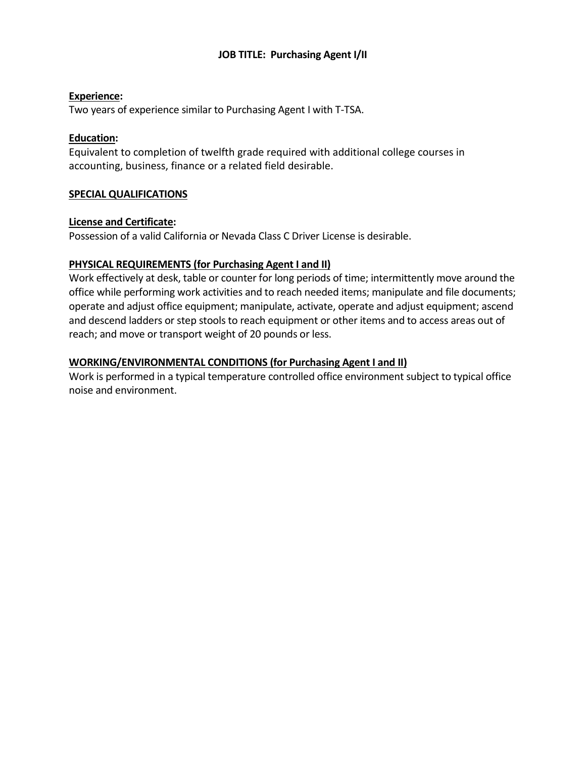**JOB TITLE: Purchasing Agent I/II**

**Experience:**
Two years of experience similar to Purchasing Agent I with T-TSA.

**Education:**
Equivalent to completion of twelfth grade required with additional college courses in accounting, business, finance or a related field desirable.

**SPECIAL QUALIFICATIONS**

**License and Certificate:**
Possession of a valid California or Nevada Class C Driver License is desirable.

**PHYSICAL REQUIREMENTS (for Purchasing Agent I and II)**
Work effectively at desk, table or counter for long periods of time; intermittently move around the office while performing work activities and to reach needed items; manipulate and file documents; operate and adjust office equipment; manipulate, activate, operate and adjust equipment; ascend and descend ladders or step stools to reach equipment or other items and to access areas out of reach; and move or transport weight of 20 pounds or less.

**WORKING/ENVIRONMENTAL CONDITIONS (for Purchasing Agent I and II)**
Work is performed in a typical temperature controlled office environment subject to typical office noise and environment.